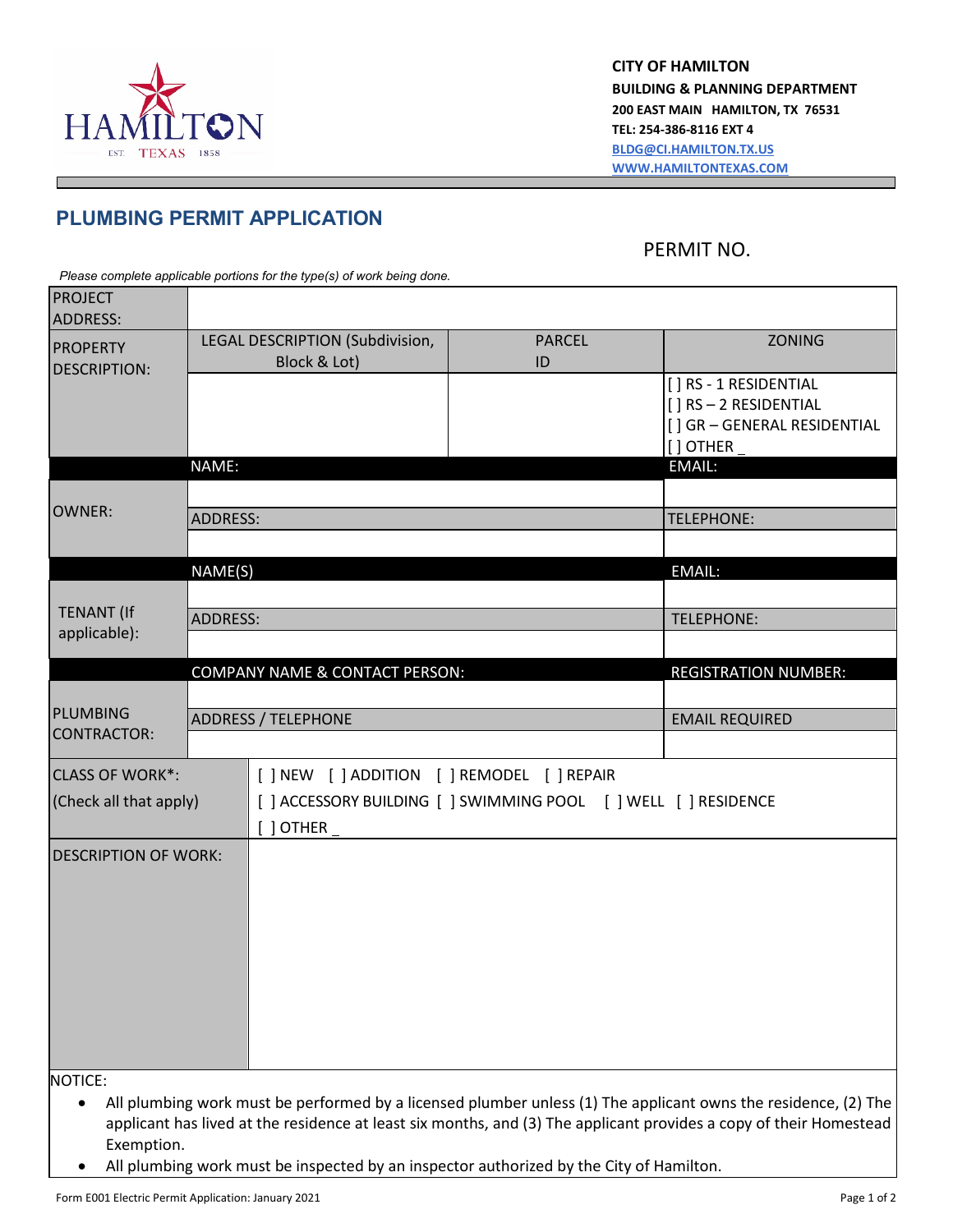CITY OF HAMILTON
**BUILDING & PLANNING DEPARTMENT**
**200 EAST MAIN HAMILTON, TX 76531**
**TEL: 254-386-8116 EXT 4**
**BLDG@CI.HAMILTON.TX.US**
**WWW.HAMILTONTEXAS.COM**

## PLUMBING PERMIT APPLICATION

PERMIT NO.

*Please complete applicable portions for the type(s) of work being done.*

| PROJECT ADDRESS: | | | |
|---|---|---|---|
| PROPERTY DESCRIPTION: | LEGAL DESCRIPTION (Subdivision, Block & Lot) | PARCEL ID | ZONING |
| | | | [ ] RS - 1 RESIDENTIAL<br>[ ] RS – 2 RESIDENTIAL<br>[ ] GR – GENERAL RESIDENTIAL<br>[ ] OTHER _ |
| OWNER: | NAME: | | EMAIL: |
| | | | |
| | ADDRESS: | | TELEPHONE: |
| | | | |
| TENANT (If applicable): | NAME(S) | | EMAIL: |
| | | | |
| | ADDRESS: | | TELEPHONE: |
| | | | |
| PLUMBING CONTRACTOR: | COMPANY NAME & CONTACT PERSON: | | REGISTRATION NUMBER: |
| | | | |
| | ADDRESS / TELEPHONE | | EMAIL REQUIRED |
| | | | |
| CLASS OF WORK*: (Check all that apply) | [ ] NEW [ ] ADDITION [ ] REMODEL [ ] REPAIR<br>[ ] ACCESSORY BUILDING [ ] SWIMMING POOL [ ] WELL [ ] RESIDENCE<br>[ ] OTHER _ | | |
| DESCRIPTION OF WORK: | | | |

NOTICE:

- All plumbing work must be performed by a licensed plumber unless (1) The applicant owns the residence, (2) The applicant has lived at the residence at least six months, and (3) The applicant provides a copy of their Homestead Exemption.
- All plumbing work must be inspected by an inspector authorized by the City of Hamilton.

Form E001 Electric Permit Application: January 2021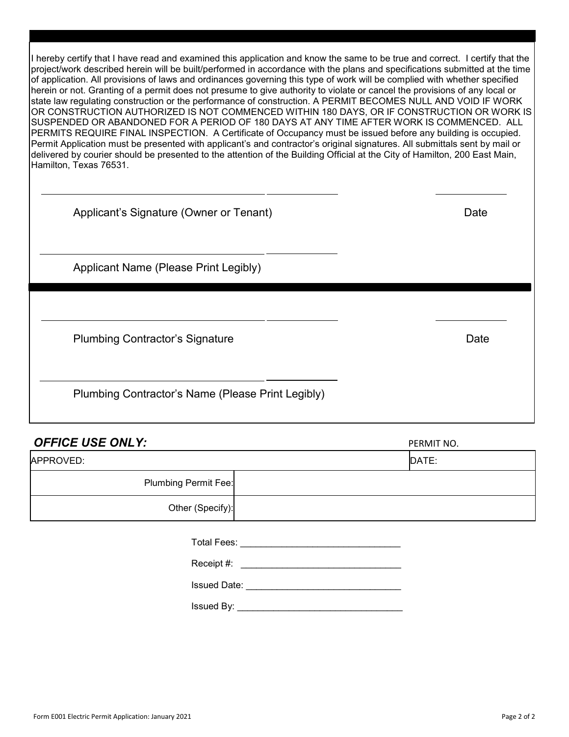I hereby certify that I have read and examined this application and know the same to be true and correct. I certify that the project/work described herein will be built/performed in accordance with the plans and specifications submitted at the time of application. All provisions of laws and ordinances governing this type of work will be complied with whether specified herein or not. Granting of a permit does not presume to give authority to violate or cancel the provisions of any local or state law regulating construction or the performance of construction. A PERMIT BECOMES NULL AND VOID IF WORK OR CONSTRUCTION AUTHORIZED IS NOT COMMENCED WITHIN 180 DAYS, OR IF CONSTRUCTION OR WORK IS SUSPENDED OR ABANDONED FOR A PERIOD OF 180 DAYS AT ANY TIME AFTER WORK IS COMMENCED. ALL PERMITS REQUIRE FINAL INSPECTION. A Certificate of Occupancy must be issued before any building is occupied. Permit Application must be presented with applicant's and contractor's original signatures. All submittals sent by mail or delivered by courier should be presented to the attention of the Building Official at the City of Hamilton, 200 East Main, Hamilton, Texas 76531.

______________________________________________ ____________

Applicant's Signature (Owner or Tenant) Date

______________________________________________

Applicant Name (Please Print Legibly)

______________________________________________ ____________

Plumbing Contractor's Signature Date

______________________________________________

Plumbing Contractor's Name (Please Print Legibly)

***OFFICE USE ONLY:*** PERMIT NO.

| APPROVED: | | DATE: |
|---|---|---|
| Plumbing Permit Fee: | | |
| Other (Specify): | | |

Total Fees: ______________________________

Receipt #: ______________________________

Issued Date: ______________________________

Issued By: ______________________________

Form E001 Electric Permit Application: January 2021